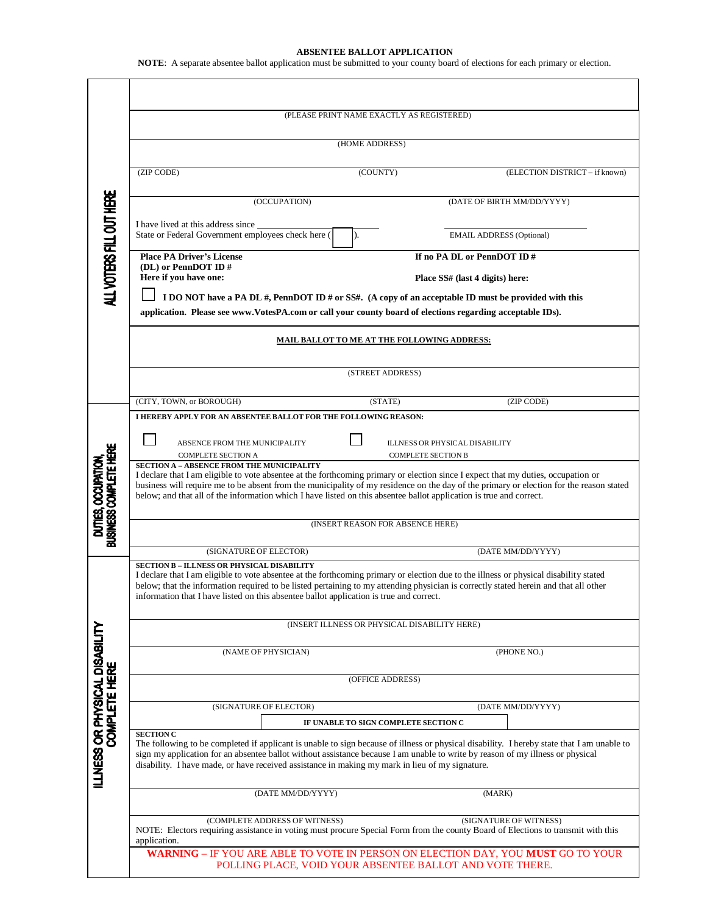# ABSENTEE BALLOT APPLICATION

**NOTE**: A separate absentee ballot application must be submitted to your county board of elections for each primary or election.

## ALL VOTERS FILL OUT HERE

(PLEASE PRINT NAME EXACTLY AS REGISTERED)

(HOME ADDRESS)

(ZIP CODE) (COUNTY) (ELECTION DISTRICT – if known)

(OCCUPATION) (DATE OF BIRTH MM/DD/YYYY)

I have lived at this address since ______________

State or Federal Government employees check here ( ☐ ).

EMAIL ADDRESS (Optional)

**Place PA Driver's License (DL) or PennDOT ID # Here if you have one:**

**If no PA DL or PennDOT ID # Place SS# (last 4 digits) here:**

☐ **I DO NOT have a PA DL #, PennDOT ID # or SS#. (A copy of an acceptable ID must be provided with this application. Please see www.VotesPA.com or call your county board of elections regarding acceptable IDs).**

**MAIL BALLOT TO ME AT THE FOLLOWING ADDRESS:**

(STREET ADDRESS)

(CITY, TOWN, or BOROUGH) (STATE) (ZIP CODE)

**I HEREBY APPLY FOR AN ABSENTEE BALLOT FOR THE FOLLOWING REASON:**

☐ ABSENCE FROM THE MUNICIPALITY COMPLETE SECTION A

☐ ILLNESS OR PHYSICAL DISABILITY COMPLETE SECTION B

## DUTIES, OCCUPATION, BUSINESS COMPLETE HERE

**SECTION A – ABSENCE FROM THE MUNICIPALITY**

I declare that I am eligible to vote absentee at the forthcoming primary or election since I expect that my duties, occupation or business will require me to be absent from the municipality of my residence on the day of the primary or election for the reason stated below; and that all of the information which I have listed on this absentee ballot application is true and correct.

(INSERT REASON FOR ABSENCE HERE)

(SIGNATURE OF ELECTOR) (DATE MM/DD/YYYY)

## ILLNESS OR PHYSICAL DISABILITY COMPLETE HERE

**SECTION B – ILLNESS OR PHYSICAL DISABILITY**

I declare that I am eligible to vote absentee at the forthcoming primary or election due to the illness or physical disability stated below; that the information required to be listed pertaining to my attending physician is correctly stated herein and that all other information that I have listed on this absentee ballot application is true and correct.

(INSERT ILLNESS OR PHYSICAL DISABILITY HERE)

(NAME OF PHYSICIAN) (PHONE NO.)

(OFFICE ADDRESS)

(SIGNATURE OF ELECTOR) (DATE MM/DD/YYYY)

**IF UNABLE TO SIGN COMPLETE SECTION C**

**SECTION C**

The following to be completed if applicant is unable to sign because of illness or physical disability. I hereby state that I am unable to sign my application for an absentee ballot without assistance because I am unable to write by reason of my illness or physical disability. I have made, or have received assistance in making my mark in lieu of my signature.

(DATE MM/DD/YYYY) (MARK)

(COMPLETE ADDRESS OF WITNESS) (SIGNATURE OF WITNESS)

NOTE: Electors requiring assistance in voting must procure Special Form from the county Board of Elections to transmit with this application.

**WARNING** – IF YOU ARE ABLE TO VOTE IN PERSON ON ELECTION DAY, YOU **MUST** GO TO YOUR POLLING PLACE, VOID YOUR ABSENTEE BALLOT AND VOTE THERE.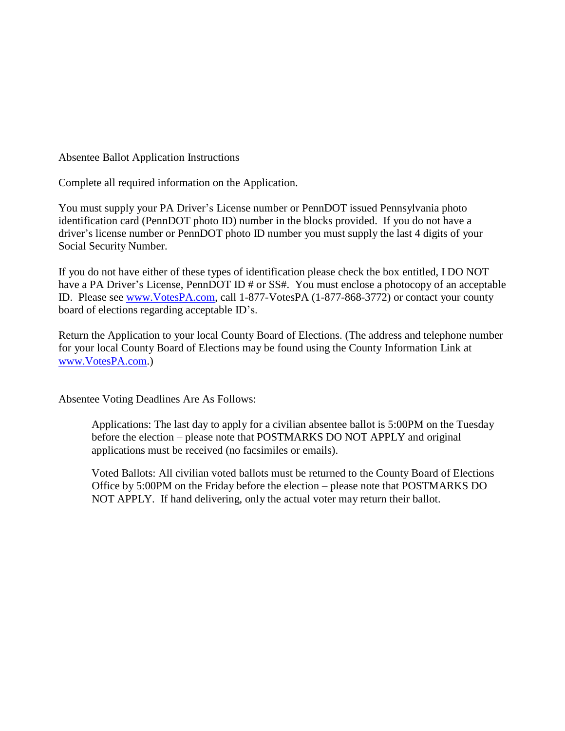Absentee Ballot Application Instructions

Complete all required information on the Application.

You must supply your PA Driver's License number or PennDOT issued Pennsylvania photo identification card (PennDOT photo ID) number in the blocks provided. If you do not have a driver's license number or PennDOT photo ID number you must supply the last 4 digits of your Social Security Number.

If you do not have either of these types of identification please check the box entitled, I DO NOT have a PA Driver's License, PennDOT ID # or SS#. You must enclose a photocopy of an acceptable ID. Please see www.VotesPA.com, call 1-877-VotesPA (1-877-868-3772) or contact your county board of elections regarding acceptable ID's.

Return the Application to your local County Board of Elections. (The address and telephone number for your local County Board of Elections may be found using the County Information Link at www.VotesPA.com.)

Absentee Voting Deadlines Are As Follows:

> Applications: The last day to apply for a civilian absentee ballot is 5:00PM on the Tuesday before the election – please note that POSTMARKS DO NOT APPLY and original applications must be received (no facsimiles or emails).
>
> Voted Ballots: All civilian voted ballots must be returned to the County Board of Elections Office by 5:00PM on the Friday before the election – please note that POSTMARKS DO NOT APPLY. If hand delivering, only the actual voter may return their ballot.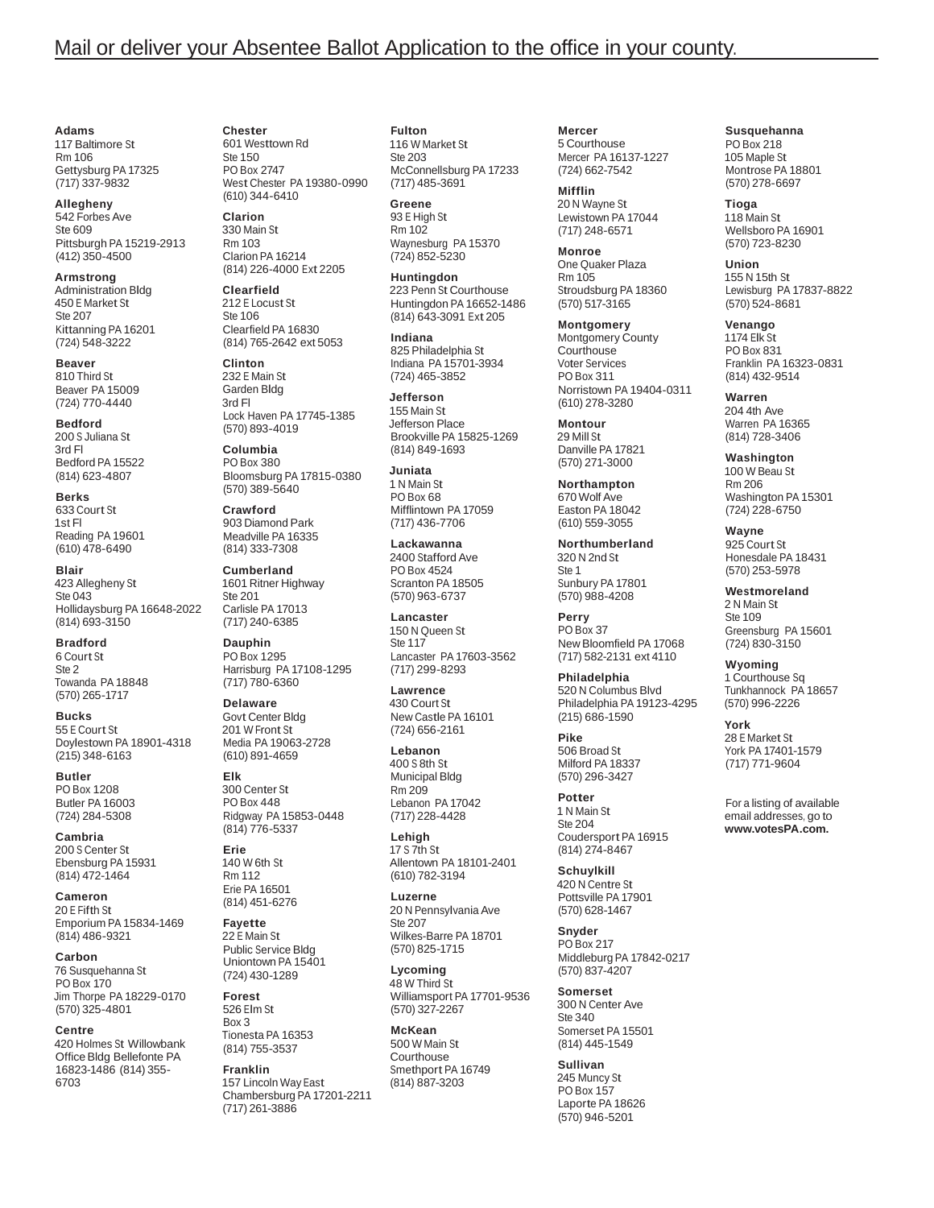# Mail or deliver your Absentee Ballot Application to the office in your county.

**Adams**
117 Baltimore St
Rm 106
Gettysburg PA 17325
(717) 337-9832

**Allegheny**
542 Forbes Ave
Ste 609
Pittsburgh PA 15219-2913
(412) 350-4500

**Armstrong**
Administration Bldg
450 E Market St
Ste 207
Kittanning PA 16201
(724) 548-3222

**Beaver**
810 Third St
Beaver PA 15009
(724) 770-4440

**Bedford**
200 S Juliana St
3rd Fl
Bedford PA 15522
(814) 623-4807

**Berks**
633 Court St
1st Fl
Reading PA 19601
(610) 478-6490

**Blair**
423 Allegheny St
Ste 043
Hollidaysburg PA 16648-2022
(814) 693-3150

**Bradford**
6 Court St
Ste 2
Towanda PA 18848
(570) 265-1717

**Bucks**
55 E Court St
Doylestown PA 18901-4318
(215) 348-6163

**Butler**
PO Box 1208
Butler PA 16003
(724) 284-5308

**Cambria**
200 S Center St
Ebensburg PA 15931
(814) 472-1464

**Cameron**
20 E Fifth St
Emporium PA 15834-1469
(814) 486-9321

**Carbon**
76 Susquehanna St
PO Box 170
Jim Thorpe PA 18229-0170
(570) 325-4801

**Centre**
420 Holmes St Willowbank
Office Bldg Bellefonte PA
16823-1486 (814) 355-
6703

**Chester**
601 Westtown Rd
Ste 150
PO Box 2747
West Chester PA 19380-0990
(610) 344-6410

**Clarion**
330 Main St
Rm 103
Clarion PA 16214
(814) 226-4000 Ext 2205

**Clearfield**
212 E Locust St
Ste 106
Clearfield PA 16830
(814) 765-2642 ext 5053

**Clinton**
232 E Main St
Garden Bldg
3rd Fl
Lock Haven PA 17745-1385
(570) 893-4019

**Columbia**
PO Box 380
Bloomsburg PA 17815-0380
(570) 389-5640

**Crawford**
903 Diamond Park
Meadville PA 16335
(814) 333-7308

**Cumberland**
1601 Ritner Highway
Ste 201
Carlisle PA 17013
(717) 240-6385

**Dauphin**
PO Box 1295
Harrisburg PA 17108-1295
(717) 780-6360

**Delaware**
Govt Center Bldg
201 W Front St
Media PA 19063-2728
(610) 891-4659

**Elk**
300 Center St
PO Box 448
Ridgway PA 15853-0448
(814) 776-5337

**Erie**
140 W 6th St
Rm 112
Erie PA 16501
(814) 451-6276

**Fayette**
22 E Main St
Public Service Bldg
Uniontown PA 15401
(724) 430-1289

**Forest**
526 Elm St
Box 3
Tionesta PA 16353
(814) 755-3537

**Franklin**
157 Lincoln Way East
Chambersburg PA 17201-2211
(717) 261-3886

**Fulton**
116 W Market St
Ste 203
McConnellsburg PA 17233
(717) 485-3691

**Greene**
93 E High St
Rm 102
Waynesburg PA 15370
(724) 852-5230

**Huntingdon**
223 Penn St Courthouse
Huntingdon PA 16652-1486
(814) 643-3091 Ext 205

**Indiana**
825 Philadelphia St
Indiana PA 15701-3934
(724) 465-3852

**Jefferson**
155 Main St
Jefferson Place
Brookville PA 15825-1269
(814) 849-1693

**Juniata**
1 N Main St
PO Box 68
Mifflintown PA 17059
(717) 436-7706

**Lackawanna**
2400 Stafford Ave
PO Box 4524
Scranton PA 18505
(570) 963-6737

**Lancaster**
150 N Queen St
Ste 117
Lancaster PA 17603-3562
(717) 299-8293

**Lawrence**
430 Court St
New Castle PA 16101
(724) 656-2161

**Lebanon**
400 S 8th St
Municipal Bldg
Rm 209
Lebanon PA 17042
(717) 228-4428

**Lehigh**
17 S 7th St
Allentown PA 18101-2401
(610) 782-3194

**Luzerne**
20 N Pennsylvania Ave
Ste 207
Wilkes-Barre PA 18701
(570) 825-1715

**Lycoming**
48 W Third St
Williamsport PA 17701-9536
(570) 327-2267

**McKean**
500 W Main St
Courthouse
Smethport PA 16749
(814) 887-3203

**Mercer**
5 Courthouse
Mercer PA 16137-1227
(724) 662-7542

**Mifflin**
20 N Wayne St
Lewistown PA 17044
(717) 248-6571

**Monroe**
One Quaker Plaza
Rm 105
Stroudsburg PA 18360
(570) 517-3165

**Montgomery**
Montgomery County
Courthouse
Voter Services
PO Box 311
Norristown PA 19404-0311
(610) 278-3280

**Montour**
29 Mill St
Danville PA 17821
(570) 271-3000

**Northampton**
670 Wolf Ave
Easton PA 18042
(610) 559-3055

**Northumberland**
320 N 2nd St
Ste 1
Sunbury PA 17801
(570) 988-4208

**Perry**
PO Box 37
New Bloomfield PA 17068
(717) 582-2131 ext 4110

**Philadelphia**
520 N Columbus Blvd
Philadelphia PA 19123-4295
(215) 686-1590

**Pike**
506 Broad St
Milford PA 18337
(570) 296-3427

**Potter**
1 N Main St
Ste 204
Coudersport PA 16915
(814) 274-8467

**Schuylkill**
420 N Centre St
Pottsville PA 17901
(570) 628-1467

**Snyder**
PO Box 217
Middleburg PA 17842-0217
(570) 837-4207

**Somerset**
300 N Center Ave
Ste 340
Somerset PA 15501
(814) 445-1549

**Sullivan**
245 Muncy St
PO Box 157
Laporte PA 18626
(570) 946-5201

**Susquehanna**
PO Box 218
105 Maple St
Montrose PA 18801
(570) 278-6697

**Tioga**
118 Main St
Wellsboro PA 16901
(570) 723-8230

**Union**
155 N 15th St
Lewisburg PA 17837-8822
(570) 524-8681

**Venango**
1174 Elk St
PO Box 831
Franklin PA 16323-0831
(814) 432-9514

**Warren**
204 4th Ave
Warren PA 16365
(814) 728-3406

**Washington**
100 W Beau St
Rm 206
Washington PA 15301
(724) 228-6750

**Wayne**
925 Court St
Honesdale PA 18431
(570) 253-5978

**Westmoreland**
2 N Main St
Ste 109
Greensburg PA 15601
(724) 830-3150

**Wyoming**
1 Courthouse Sq
Tunkhannock PA 18657
(570) 996-2226

**York**
28 E Market St
York PA 17401-1579
(717) 771-9604

For a listing of available email addresses, go to **www.votesPA.com.**